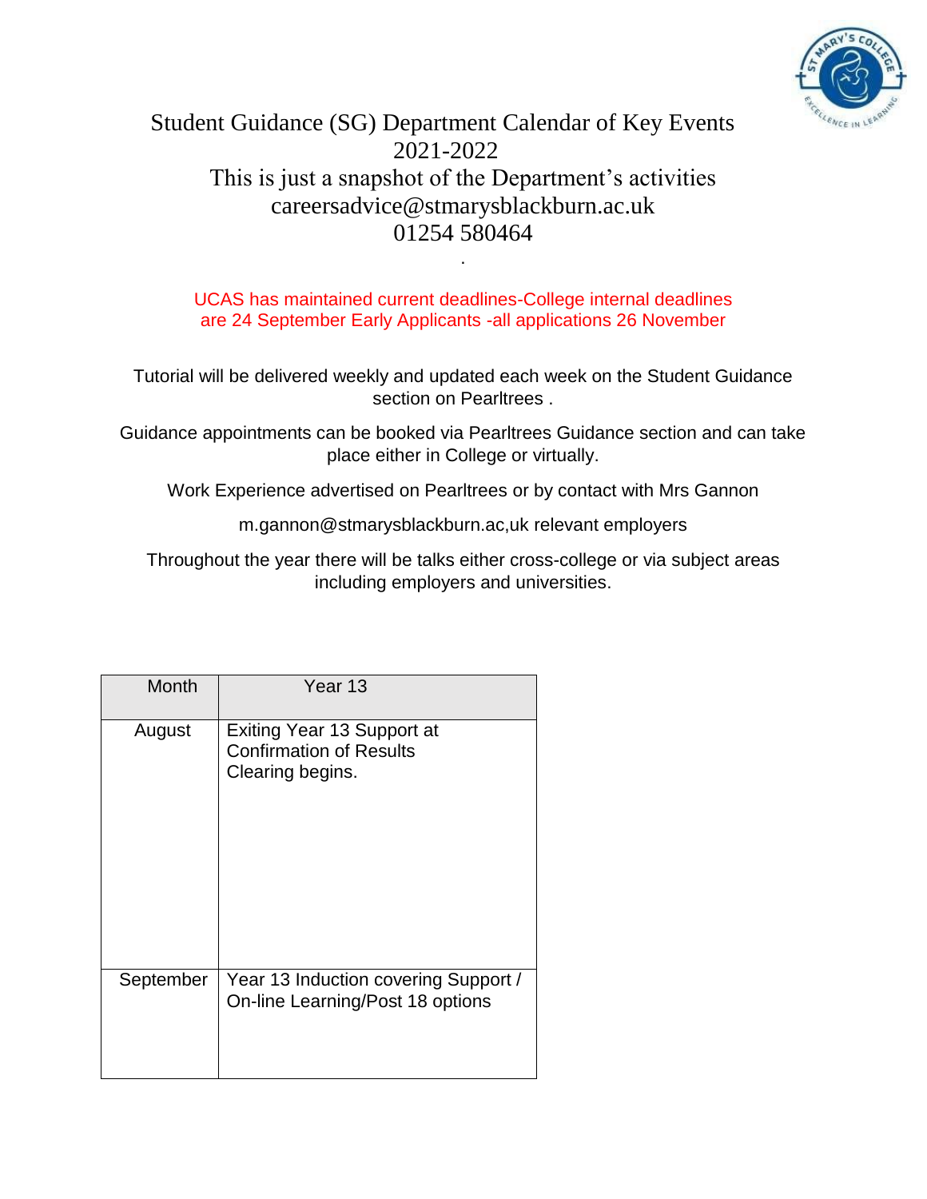# Student Guidance (SG) Department Calendar of Key Events 2021-2022

This is just a snapshot of the Department's activities

careersadvice@stmarysblackburn.ac.uk

01254 580464

.

UCAS has maintained current deadlines-College internal deadlines are 24 September Early Applicants -all applications 26 November

Tutorial will be delivered weekly and updated each week on the Student Guidance section on Pearltrees .

Guidance appointments can be booked via Pearltrees Guidance section and can take place either in College or virtually.

Work Experience advertised on Pearltrees or by contact with Mrs Gannon

m.gannon@stmarysblackburn.ac,uk relevant employers

Throughout the year there will be talks either cross-college or via subject areas including employers and universities.

| Month | Year 13 |
|---|---|
| August | Exiting Year 13 Support at Confirmation of Results<br>Clearing begins. |
| September | Year 13 Induction covering Support / On-line Learning/Post 18 options |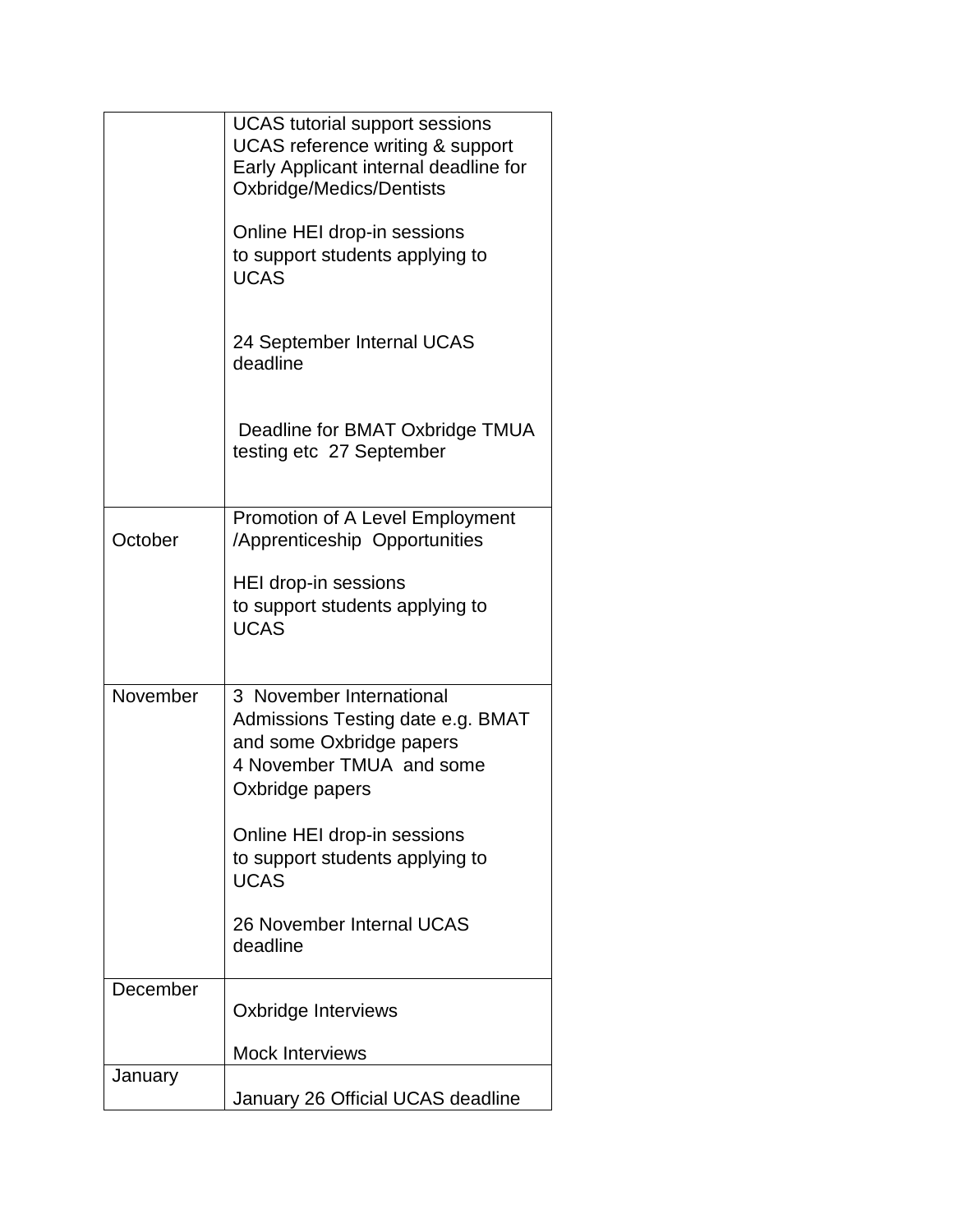| | |
|---|---|
| | UCAS tutorial support sessions<br>UCAS reference writing & support<br>Early Applicant internal deadline for Oxbridge/Medics/Dentists<br><br>Online HEI drop-in sessions to support students applying to UCAS<br><br>24 September Internal UCAS deadline<br><br>Deadline for BMAT Oxbridge TMUA testing etc 27 September |
| October | Promotion of A Level Employment /Apprenticeship Opportunities<br><br>HEI drop-in sessions to support students applying to UCAS |
| November | 3 November International Admissions Testing date e.g. BMAT and some Oxbridge papers<br>4 November TMUA and some Oxbridge papers<br><br>Online HEI drop-in sessions to support students applying to UCAS<br><br>26 November Internal UCAS deadline |
| December | Oxbridge Interviews<br><br>Mock Interviews |
| January | January 26 Official UCAS deadline |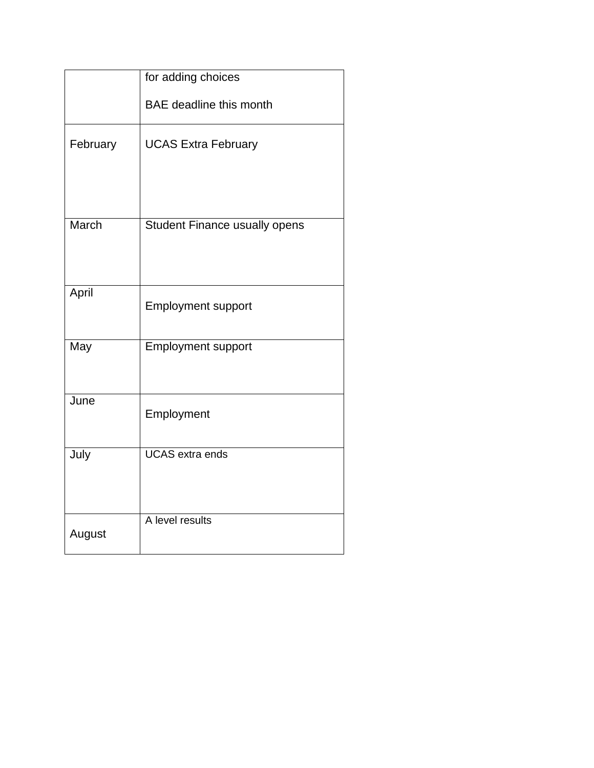| | |
|---|---|
| | for adding choices<br><br>BAE deadline this month |
| February | UCAS Extra February |
| March | Student Finance usually opens |
| April | Employment support |
| May | Employment support |
| June | Employment |
| July | UCAS extra ends |
| August | A level results |